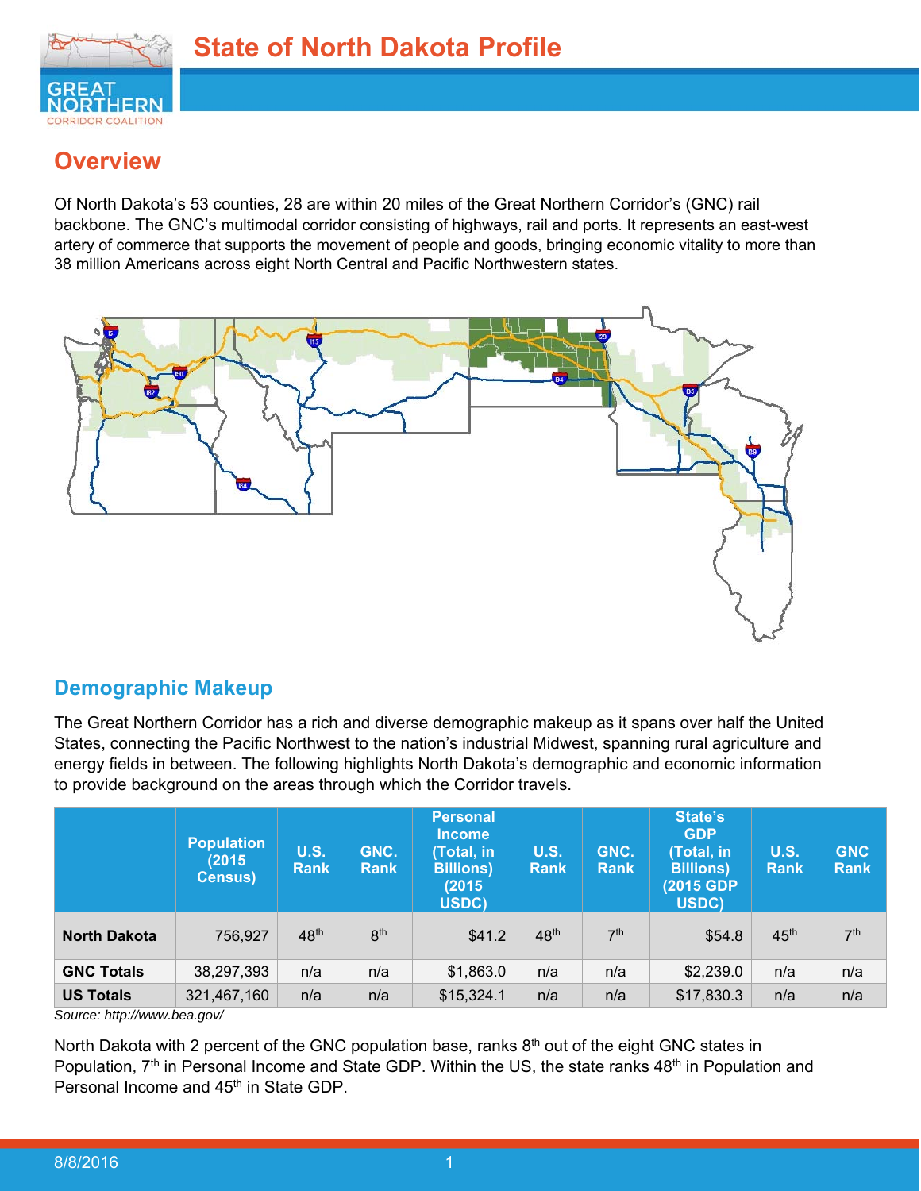# State of North Dakota Profile

## Overview

Of North Dakota's 53 counties, 28 are within 20 miles of the Great Northern Corridor's (GNC) rail backbone. The GNC's multimodal corridor consisting of highways, rail and ports. It represents an east-west artery of commerce that supports the movement of people and goods, bringing economic vitality to more than 38 million Americans across eight North Central and Pacific Northwestern states.

## Demographic Makeup

The Great Northern Corridor has a rich and diverse demographic makeup as it spans over half the United States, connecting the Pacific Northwest to the nation's industrial Midwest, spanning rural agriculture and energy fields in between. The following highlights North Dakota's demographic and economic information to provide background on the areas through which the Corridor travels.

| | Population (2015 Census) | U.S. Rank | GNC. Rank | Personal Income (Total, in Billions) (2015 USDC) | U.S. Rank | GNC. Rank | State's GDP (Total, in Billions) (2015 GDP USDC) | U.S. Rank | GNC Rank |
|---|---|---|---|---|---|---|---|---|---|
| **North Dakota** | 756,927 | 48th | 8th | $41.2 | 48th | 7th | $54.8 | 45th | 7th |
| **GNC Totals** | 38,297,393 | n/a | n/a | $1,863.0 | n/a | n/a | $2,239.0 | n/a | n/a |
| **US Totals** | 321,467,160 | n/a | n/a | $15,324.1 | n/a | n/a | $17,830.3 | n/a | n/a |

*Source: http://www.bea.gov/*

North Dakota with 2 percent of the GNC population base, ranks 8th out of the eight GNC states in Population, 7th in Personal Income and State GDP. Within the US, the state ranks 48th in Population and Personal Income and 45th in State GDP.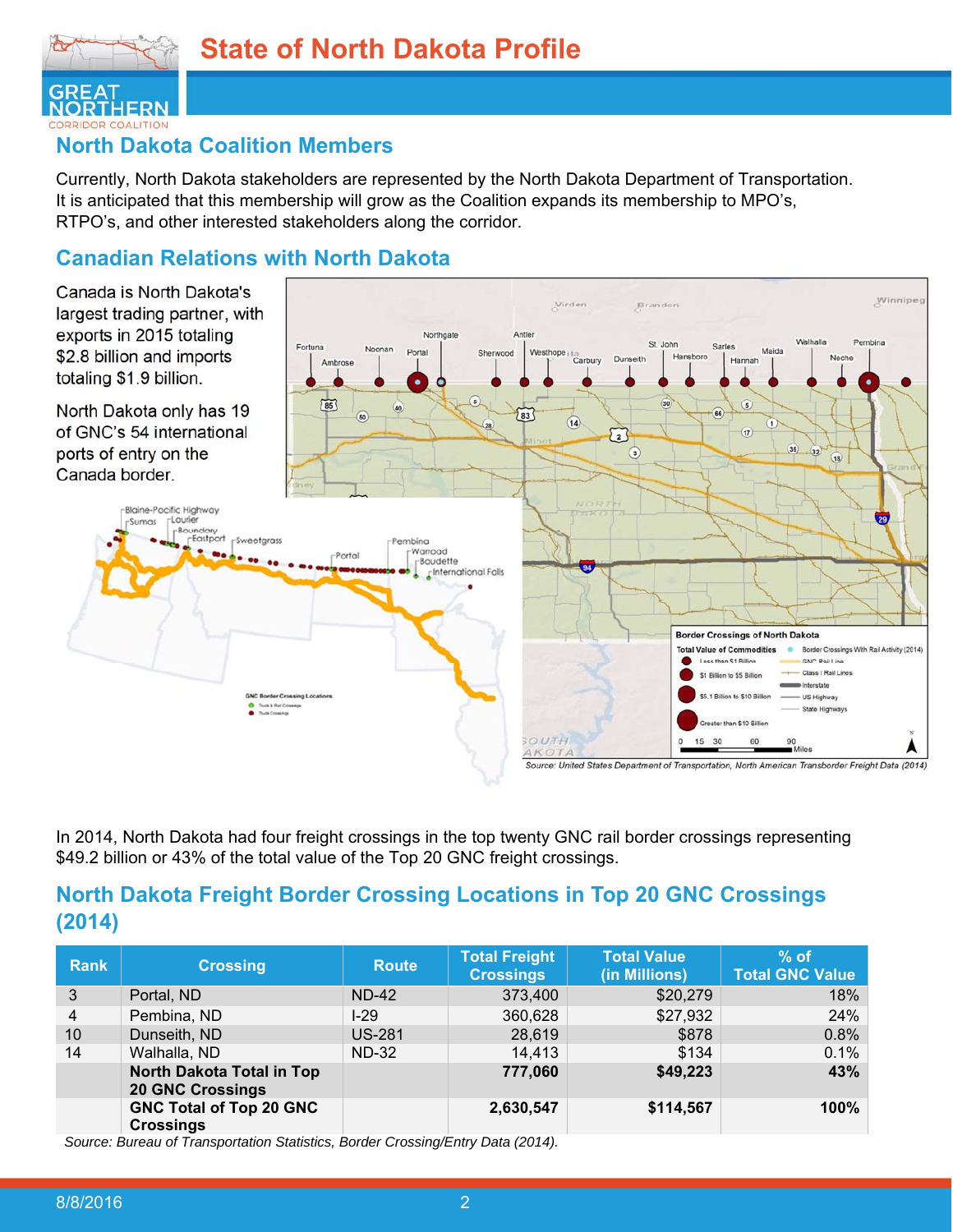# State of North Dakota Profile

## North Dakota Coalition Members

Currently, North Dakota stakeholders are represented by the North Dakota Department of Transportation. It is anticipated that this membership will grow as the Coalition expands its membership to MPO's, RTPO's, and other interested stakeholders along the corridor.

## Canadian Relations with North Dakota

Canada is North Dakota's largest trading partner, with exports in 2015 totaling $2.8 billion and imports totaling $1.9 billion.

North Dakota only has 19 of GNC's 54 international ports of entry on the Canada border.

*Source: United States Department of Transportation, North American Transborder Freight Data (2014)*

In 2014, North Dakota had four freight crossings in the top twenty GNC rail border crossings representing $49.2 billion or 43% of the total value of the Top 20 GNC freight crossings.

## North Dakota Freight Border Crossing Locations in Top 20 GNC Crossings (2014)

| Rank | Crossing | Route | Total Freight Crossings | Total Value (in Millions) | % of Total GNC Value |
|---|---|---|---|---|---|
| 3 | Portal, ND | ND-42 | 373,400 | $20,279 | 18% |
| 4 | Pembina, ND | I-29 | 360,628 | $27,932 | 24% |
| 10 | Dunseith, ND | US-281 | 28,619 | $878 | 0.8% |
| 14 | Walhalla, ND | ND-32 | 14,413 | $134 | 0.1% |
| | **North Dakota Total in Top 20 GNC Crossings** | | **777,060** | **$49,223** | **43%** |
| | **GNC Total of Top 20 GNC Crossings** | | **2,630,547** | **$114,567** | **100%** |

*Source: Bureau of Transportation Statistics, Border Crossing/Entry Data (2014).*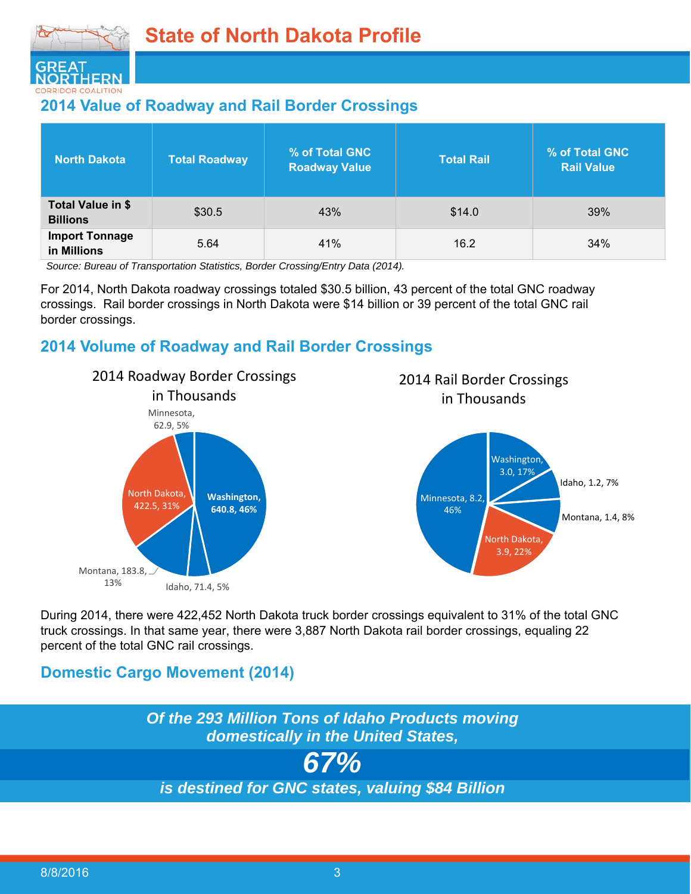# State of North Dakota Profile

## 2014 Value of Roadway and Rail Border Crossings

| North Dakota | Total Roadway | % of Total GNC Roadway Value | Total Rail | % of Total GNC Rail Value |
|---|---|---|---|---|
| **Total Value in $ Billions** | $30.5 | 43% | $14.0 | 39% |
| **Import Tonnage in Millions** | 5.64 | 41% | 16.2 | 34% |

*Source: Bureau of Transportation Statistics, Border Crossing/Entry Data (2014).*

For 2014, North Dakota roadway crossings totaled $30.5 billion, 43 percent of the total GNC roadway crossings. Rail border crossings in North Dakota were $14 billion or 39 percent of the total GNC rail border crossings.

## 2014 Volume of Roadway and Rail Border Crossings

2014 Roadway Border Crossings in Thousands

| State | Crossings (Thousands) | Share |
|---|---|---|
| Washington | 640.8 | 46% |
| North Dakota | 422.5 | 31% |
| Montana | 183.8 | 13% |
| Idaho | 71.4 | 5% |
| Minnesota | 62.9 | 5% |

2014 Rail Border Crossings in Thousands

| State | Crossings (Thousands) | Share |
|---|---|---|
| Minnesota | 8.2 | 46% |
| North Dakota | 3.9 | 22% |
| Washington | 3.0 | 17% |
| Montana | 1.4 | 8% |
| Idaho | 1.2 | 7% |

During 2014, there were 422,452 North Dakota truck border crossings equivalent to 31% of the total GNC truck crossings. In that same year, there were 3,887 North Dakota rail border crossings, equaling 22 percent of the total GNC rail crossings.

## Domestic Cargo Movement (2014)

***Of the 293 Million Tons of Idaho Products moving domestically in the United States,***

***67%***

***is destined for GNC states, valuing $84 Billion***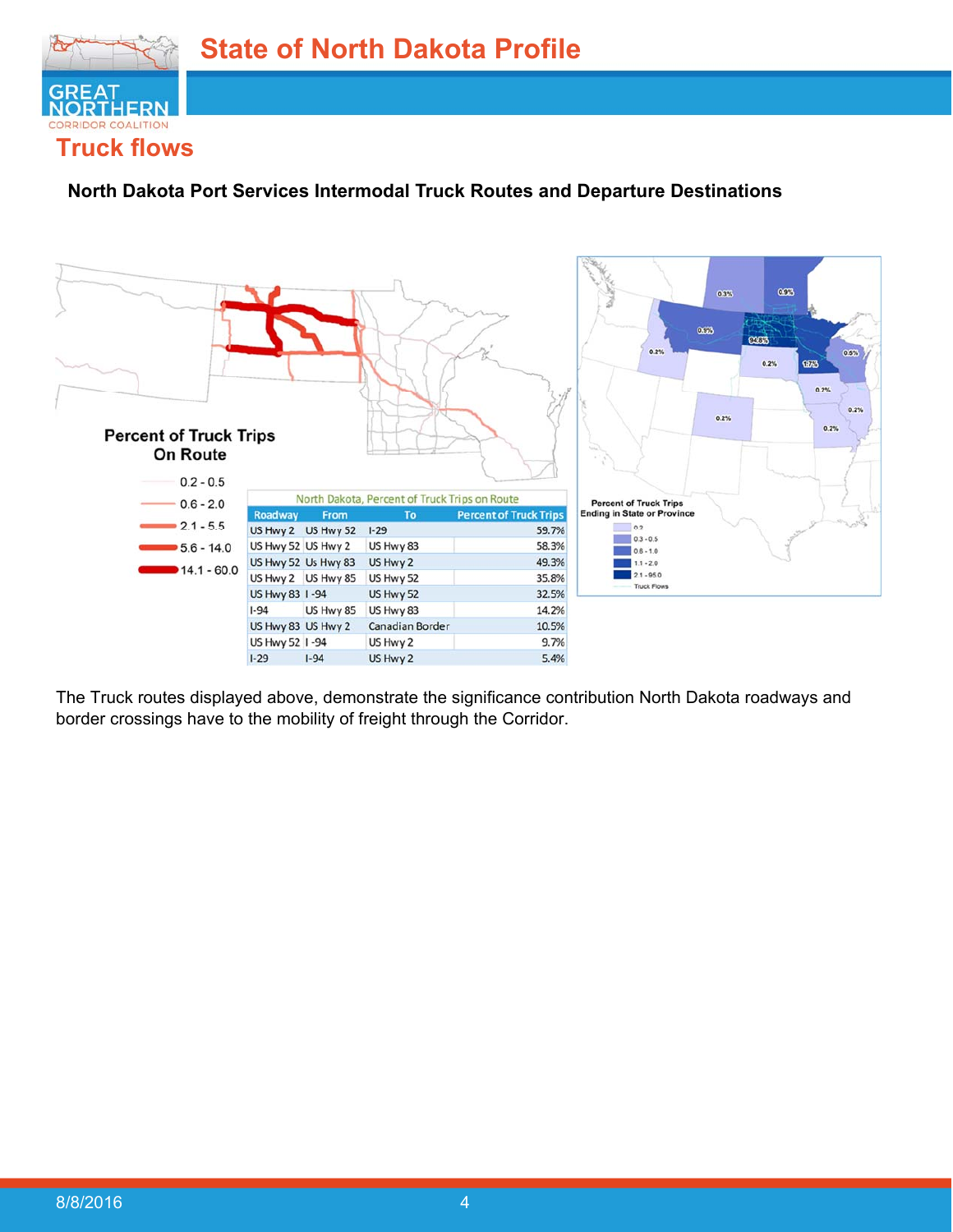## Truck flows

**North Dakota Port Services Intermodal Truck Routes and Departure Destinations**

Percent of Truck Trips On Route

- 0.2 - 0.5
- 0.6 - 2.0
- 2.1 - 5.5
- 5.6 - 14.0
- 14.1 - 60.0

North Dakota, Percent of Truck Trips on Route

| Roadway | From | To | Percent of Truck Trips |
|---|---|---|---|
| US Hwy 2 | US Hwy 52 | I-29 | 59.7% |
| US Hwy 52 | US Hwy 2 | US Hwy 83 | 58.3% |
| US Hwy 52 | Us Hwy 83 | US Hwy 2 | 49.3% |
| US Hwy 2 | US Hwy 85 | US Hwy 52 | 35.8% |
| US Hwy 83 | I -94 | US Hwy 52 | 32.5% |
| I-94 | US Hwy 85 | US Hwy 83 | 14.2% |
| US Hwy 83 | US Hwy 2 | Canadian Border | 10.5% |
| US Hwy 52 | I -94 | US Hwy 2 | 9.7% |
| I-29 | I-94 | US Hwy 2 | 5.4% |

Percent of Truck Trips Ending in State or Province

- 0.2
- 0.3 - 0.5
- 0.6 - 1.0
- 1.1 - 2.0
- 2.1 - 95.0
- Truck Flows

The Truck routes displayed above, demonstrate the significance contribution North Dakota roadways and border crossings have to the mobility of freight through the Corridor.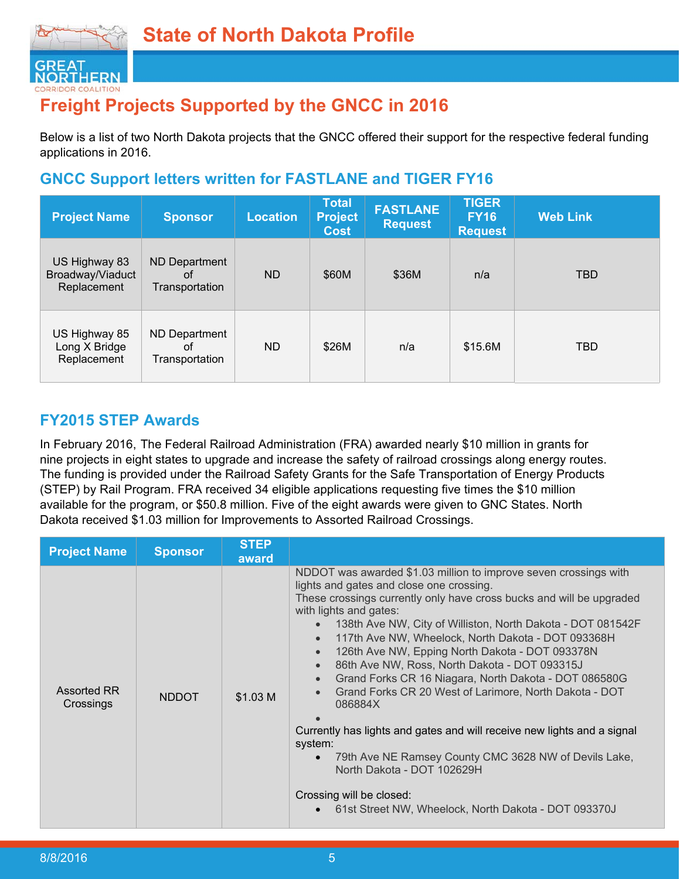# State of North Dakota Profile

## Freight Projects Supported by the GNCC in 2016

Below is a list of two North Dakota projects that the GNCC offered their support for the respective federal funding applications in 2016.

### GNCC Support letters written for FASTLANE and TIGER FY16

| Project Name | Sponsor | Location | Total Project Cost | FASTLANE Request | TIGER FY16 Request | Web Link |
|---|---|---|---|---|---|---|
| US Highway 83 Broadway/Viaduct Replacement | ND Department of Transportation | ND | $60M | $36M | n/a | TBD |
| US Highway 85 Long X Bridge Replacement | ND Department of Transportation | ND | $26M | n/a | $15.6M | TBD |

### FY2015 STEP Awards

In February 2016, The Federal Railroad Administration (FRA) awarded nearly $10 million in grants for nine projects in eight states to upgrade and increase the safety of railroad crossings along energy routes. The funding is provided under the Railroad Safety Grants for the Safe Transportation of Energy Products (STEP) by Rail Program. FRA received 34 eligible applications requesting five times the $10 million available for the program, or $50.8 million. Five of the eight awards were given to GNC States. North Dakota received $1.03 million for Improvements to Assorted Railroad Crossings.

| Project Name | Sponsor | STEP award | |
|---|---|---|---|
| Assorted RR Crossings | NDDOT | $1.03 M | NDDOT was awarded $1.03 million to improve seven crossings with lights and gates and close one crossing.<br>These crossings currently only have cross bucks and will be upgraded with lights and gates:<br>• 138th Ave NW, City of Williston, North Dakota - DOT 081542F<br>• 117th Ave NW, Wheelock, North Dakota - DOT 093368H<br>• 126th Ave NW, Epping North Dakota - DOT 093378N<br>• 86th Ave NW, Ross, North Dakota - DOT 093315J<br>• Grand Forks CR 16 Niagara, North Dakota - DOT 086580G<br>• Grand Forks CR 20 West of Larimore, North Dakota - DOT 086884X<br>•<br>Currently has lights and gates and will receive new lights and a signal system:<br>• 79th Ave NE Ramsey County CMC 3628 NW of Devils Lake, North Dakota - DOT 102629H<br><br>Crossing will be closed:<br>• 61st Street NW, Wheelock, North Dakota - DOT 093370J |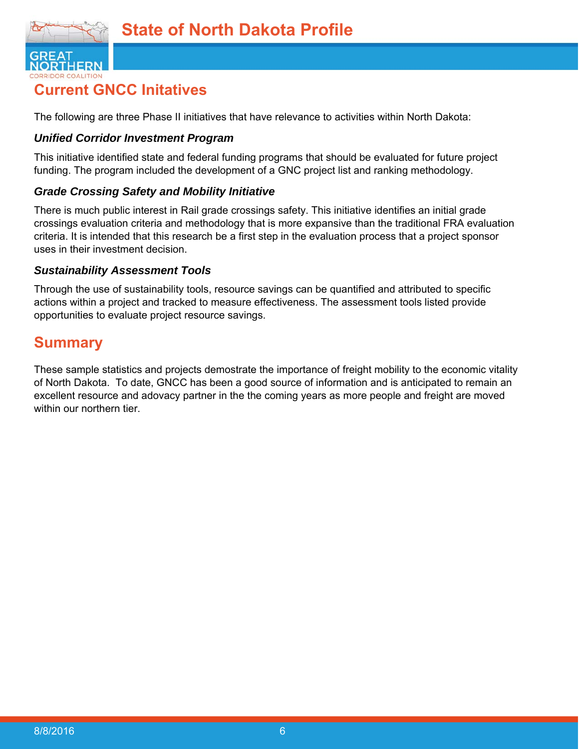## Current GNCC Initatives

The following are three Phase II initiatives that have relevance to activities within North Dakota:

***Unified Corridor Investment Program***

This initiative identified state and federal funding programs that should be evaluated for future project funding. The program included the development of a GNC project list and ranking methodology.

***Grade Crossing Safety and Mobility Initiative***

There is much public interest in Rail grade crossings safety. This initiative identifies an initial grade crossings evaluation criteria and methodology that is more expansive than the traditional FRA evaluation criteria. It is intended that this research be a first step in the evaluation process that a project sponsor uses in their investment decision.

***Sustainability Assessment Tools***

Through the use of sustainability tools, resource savings can be quantified and attributed to specific actions within a project and tracked to measure effectiveness. The assessment tools listed provide opportunities to evaluate project resource savings.

## Summary

These sample statistics and projects demostrate the importance of freight mobility to the economic vitality of North Dakota. To date, GNCC has been a good source of information and is anticipated to remain an excellent resource and adovacy partner in the the coming years as more people and freight are moved within our northern tier.